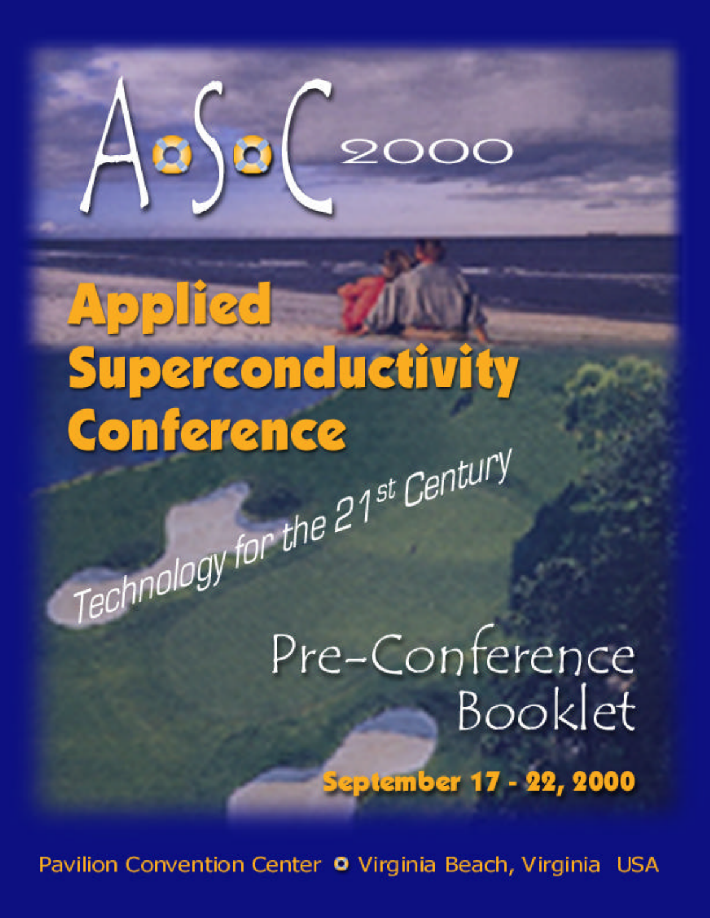# ASC 2000

# Applied Superconductivity Conference

*Technology for the 21st Century*

## Pre-Conference Booklet

**September 17 - 22, 2000**

Pavilion Convention Center • Virginia Beach, Virginia USA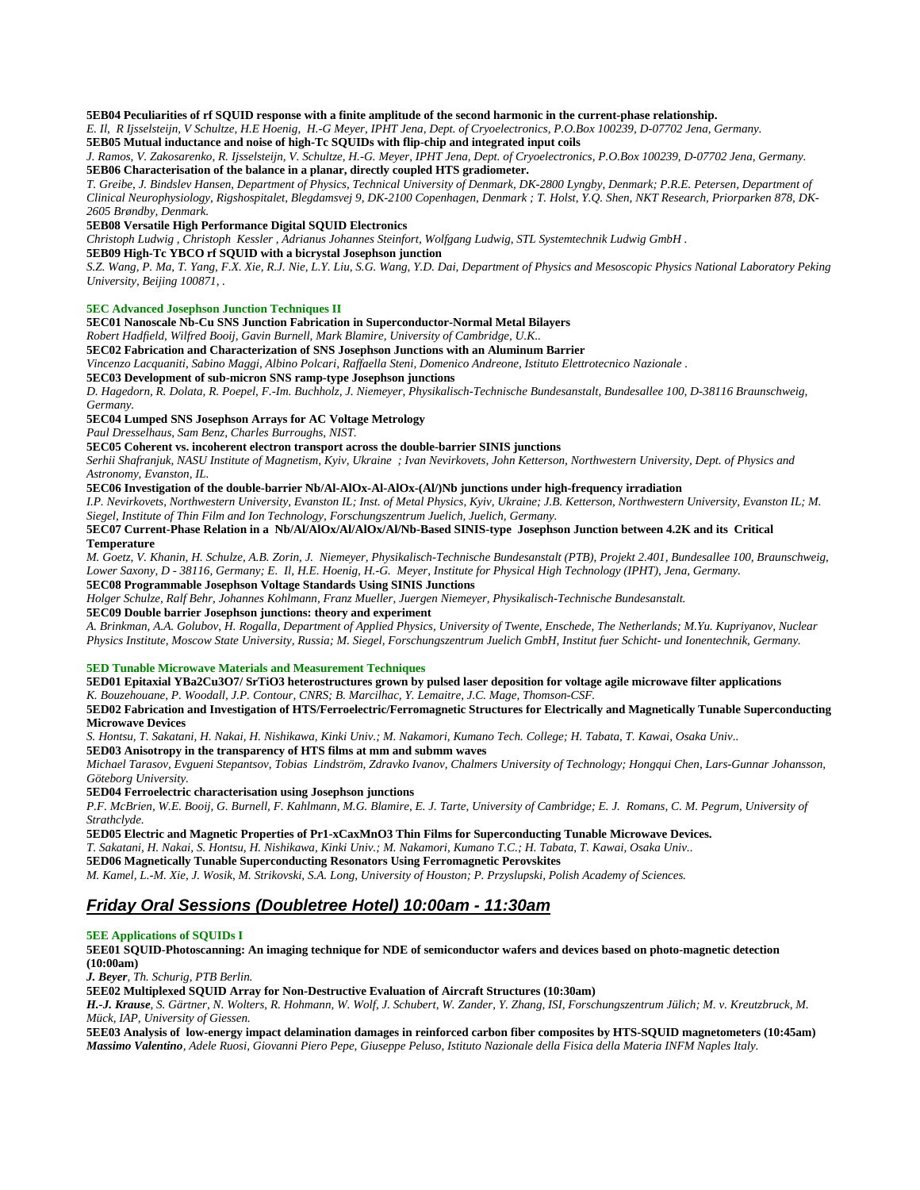**5EB04 Peculiarities of rf SQUID response with a finite amplitude of the second harmonic in the current-phase relationship.**

*E. Il, R Ijsselsteijn, V Schultze, H.E Hoenig, H.-G Meyer, IPHT Jena, Dept. of Cryoelectronics, P.O.Box 100239, D-07702 Jena, Germany.*

**5EB05 Mutual inductance and noise of high-Tc SQUIDs with flip-chip and integrated input coils**

*J. Ramos, V. Zakosarenko, R. Ijsselsteijn, V. Schultze, H.-G. Meyer, IPHT Jena, Dept. of Cryoelectronics, P.O.Box 100239, D-07702 Jena, Germany.*

**5EB06 Characterisation of the balance in a planar, directly coupled HTS gradiometer.**

*T. Greibe, J. Bindslev Hansen, Department of Physics, Technical University of Denmark, DK-2800 Lyngby, Denmark; P.R.E. Petersen, Department of Clinical Neurophysiology, Rigshospitalet, Blegdamsvej 9, DK-2100 Copenhagen, Denmark ; T. Holst, Y.Q. Shen, NKT Research, Priorparken 878, DK-2605 Brøndby, Denmark.*

**5EB08 Versatile High Performance Digital SQUID Electronics**

*Christoph Ludwig , Christoph Kessler , Adrianus Johannes Steinfort, Wolfgang Ludwig, STL Systemtechnik Ludwig GmbH .*

**5EB09 High-Tc YBCO rf SQUID with a bicrystal Josephson junction**

*S.Z. Wang, P. Ma, T. Yang, F.X. Xie, R.J. Nie, L.Y. Liu, S.G. Wang, Y.D. Dai, Department of Physics and Mesoscopic Physics National Laboratory Peking University, Beijing 100871, .*

### 5EC Advanced Josephson Junction Techniques II

**5EC01 Nanoscale Nb-Cu SNS Junction Fabrication in Superconductor-Normal Metal Bilayers**

*Robert Hadfield, Wilfred Booij, Gavin Burnell, Mark Blamire, University of Cambridge, U.K..*

**5EC02 Fabrication and Characterization of SNS Josephson Junctions with an Aluminum Barrier**

*Vincenzo Lacquaniti, Sabino Maggi, Albino Polcari, Raffaella Steni, Domenico Andreone, Istituto Elettrotecnico Nazionale .*

**5EC03 Development of sub-micron SNS ramp-type Josephson junctions**

*D. Hagedorn, R. Dolata, R. Poepel, F.-Im. Buchholz, J. Niemeyer, Physikalisch-Technische Bundesanstalt, Bundesallee 100, D-38116 Braunschweig, Germany.*

**5EC04 Lumped SNS Josephson Arrays for AC Voltage Metrology**

*Paul Dresselhaus, Sam Benz, Charles Burroughs, NIST.*

**5EC05 Coherent vs. incoherent electron transport across the double-barrier SINIS junctions**

*Serhii Shafranjuk, NASU Institute of Magnetism, Kyiv, Ukraine ; Ivan Nevirkovets, John Ketterson, Northwestern University, Dept. of Physics and Astronomy, Evanston, IL.*

**5EC06 Investigation of the double-barrier Nb/Al-AlOx-Al-AlOx-(Al/)Nb junctions under high-frequency irradiation**

*I.P. Nevirkovets, Northwestern University, Evanston IL; Inst. of Metal Physics, Kyiv, Ukraine; J.B. Ketterson, Northwestern University, Evanston IL; M. Siegel, Institute of Thin Film and Ion Technology, Forschungszentrum Juelich, Juelich, Germany.*

**5EC07 Current-Phase Relation in a Nb/Al/AlOx/Al/AlOx/Al/Nb-Based SINIS-type Josephson Junction between 4.2K and its Critical Temperature**

*M. Goetz, V. Khanin, H. Schulze, A.B. Zorin, J. Niemeyer, Physikalisch-Technische Bundesanstalt (PTB), Projekt 2.401, Bundesallee 100, Braunschweig, Lower Saxony, D - 38116, Germany; E. Il, H.E. Hoenig, H.-G. Meyer, Institute for Physical High Technology (IPHT), Jena, Germany.*

**5EC08 Programmable Josephson Voltage Standards Using SINIS Junctions**

*Holger Schulze, Ralf Behr, Johannes Kohlmann, Franz Mueller, Juergen Niemeyer, Physikalisch-Technische Bundesanstalt.*

**5EC09 Double barrier Josephson junctions: theory and experiment**

*A. Brinkman, A.A. Golubov, H. Rogalla, Department of Applied Physics, University of Twente, Enschede, The Netherlands; M.Yu. Kupriyanov, Nuclear Physics Institute, Moscow State University, Russia; M. Siegel, Forschungszentrum Juelich GmbH, Institut fuer Schicht- und Ionentechnik, Germany.*

### 5ED Tunable Microwave Materials and Measurement Techniques

**5ED01 Epitaxial YBa2Cu3O7/ SrTiO3 heterostructures grown by pulsed laser deposition for voltage agile microwave filter applications**

*K. Bouzehouane, P. Woodall, J.P. Contour, CNRS; B. Marcilhac, Y. Lemaitre, J.C. Mage, Thomson-CSF.*

**5ED02 Fabrication and Investigation of HTS/Ferroelectric/Ferromagnetic Structures for Electrically and Magnetically Tunable Superconducting Microwave Devices**

*S. Hontsu, T. Sakatani, H. Nakai, H. Nishikawa, Kinki Univ.; M. Nakamori, Kumano Tech. College; H. Tabata, T. Kawai, Osaka Univ..*

**5ED03 Anisotropy in the transparency of HTS films at mm and submm waves**

*Michael Tarasov, Evgueni Stepantsov, Tobias Lindström, Zdravko Ivanov, Chalmers University of Technology; Hongqui Chen, Lars-Gunnar Johansson, Göteborg University.*

**5ED04 Ferroelectric characterisation using Josephson junctions**

*P.F. McBrien, W.E. Booij, G. Burnell, F. Kahlmann, M.G. Blamire, E. J. Tarte, University of Cambridge; E. J. Romans, C. M. Pegrum, University of Strathclyde.*

**5ED05 Electric and Magnetic Properties of Pr1-xCaxMnO3 Thin Films for Superconducting Tunable Microwave Devices.**

*T. Sakatani, H. Nakai, S. Hontsu, H. Nishikawa, Kinki Univ.; M. Nakamori, Kumano T.C.; H. Tabata, T. Kawai, Osaka Univ..*

**5ED06 Magnetically Tunable Superconducting Resonators Using Ferromagnetic Perovskites**

*M. Kamel, L.-M. Xie, J. Wosik, M. Strikovski, S.A. Long, University of Houston; P. Przyslupski, Polish Academy of Sciences.*

## *Friday Oral Sessions (Doubletree Hotel) 10:00am - 11:30am*

### 5EE Applications of SQUIDs I

**5EE01 SQUID-Photoscanning: An imaging technique for NDE of semiconductor wafers and devices based on photo-magnetic detection (10:00am)**

***J. Beyer**, Th. Schurig, PTB Berlin.*

**5EE02 Multiplexed SQUID Array for Non-Destructive Evaluation of Aircraft Structures (10:30am)**

***H.-J. Krause**, S. Gärtner, N. Wolters, R. Hohmann, W. Wolf, J. Schubert, W. Zander, Y. Zhang, ISI, Forschungszentrum Jülich; M. v. Kreutzbruck, M. Mück, IAP, University of Giessen.*

**5EE03 Analysis of low-energy impact delamination damages in reinforced carbon fiber composites by HTS-SQUID magnetometers (10:45am)**

***Massimo Valentino**, Adele Ruosi, Giovanni Piero Pepe, Giuseppe Peluso, Istituto Nazionale della Fisica della Materia INFM Naples Italy.*